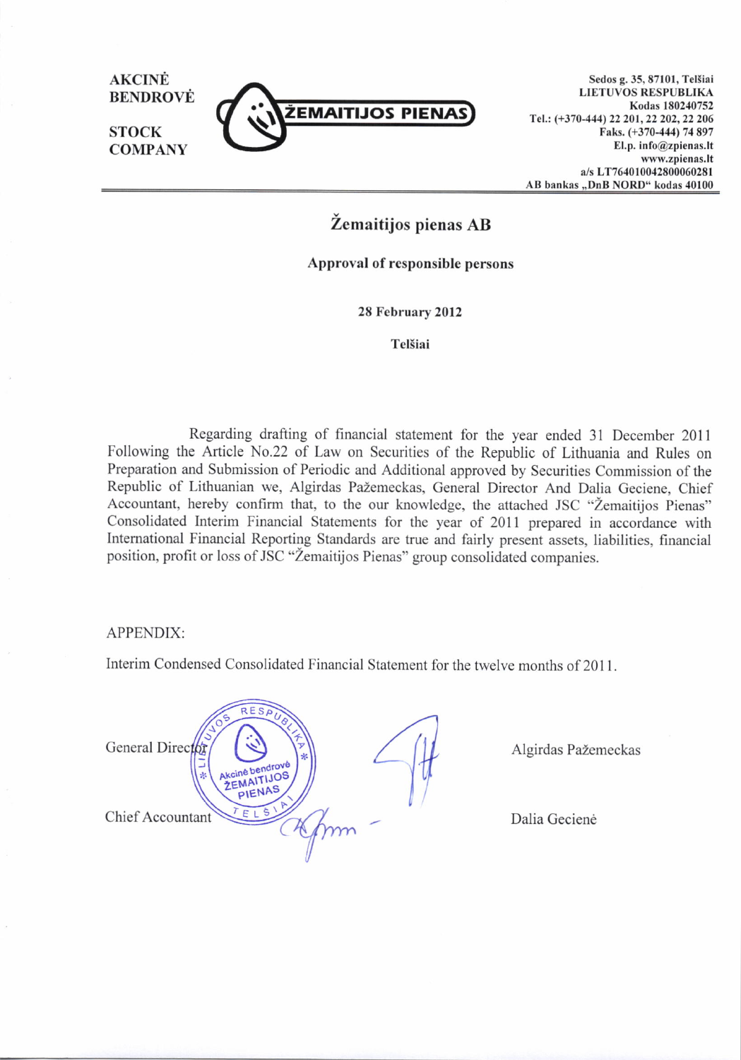AKCINĖ BENDROVĖ

STOCK COMPANY

ŽEMAITIJOS PIENAS

Sedos g. 35, 87101, Telšiai
LIETUVOS RESPUBLIKA
Kodas 180240752
Tel.: (+370-444) 22 201, 22 202, 22 206
Faks. (+370-444) 74 897
El.p. info@zpienas.lt
www.zpienas.lt
a/s LT764010042800060281
AB bankas „DnB NORD" kodas 40100

# Žemaitijos pienas AB

## Approval of responsible persons

**28 February 2012**

**Telšiai**

Regarding drafting of financial statement for the year ended 31 December 2011 Following the Article No.22 of Law on Securities of the Republic of Lithuania and Rules on Preparation and Submission of Periodic and Additional approved by Securities Commission of the Republic of Lithuanian we, Algirdas Pažemeckas, General Director And Dalia Geciene, Chief Accountant, hereby confirm that, to the our knowledge, the attached JSC "Žemaitijos Pienas" Consolidated Interim Financial Statements for the year of 2011 prepared in accordance with International Financial Reporting Standards are true and fairly present assets, liabilities, financial position, profit or loss of JSC "Žemaitijos Pienas" group consolidated companies.

APPENDIX:

Interim Condensed Consolidated Financial Statement for the twelve months of 2011.

General Director — Algirdas Pažemeckas

Chief Accountant — Dalia Gecienė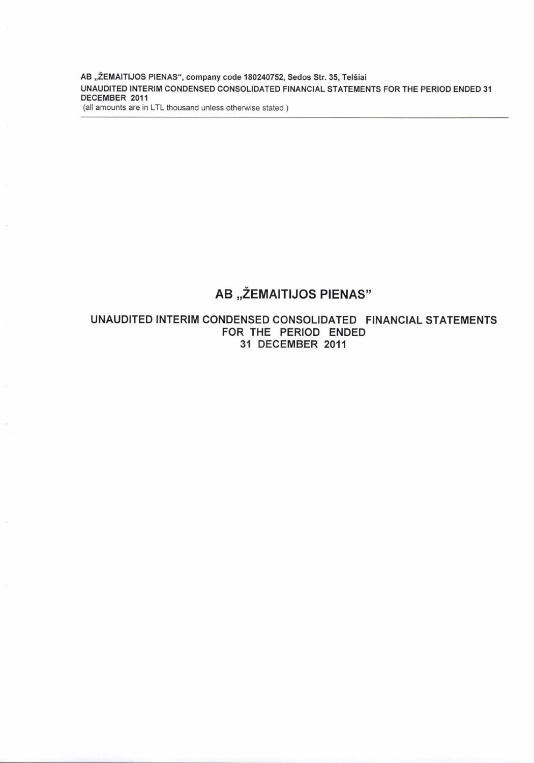# AB „ŽEMAITIJOS PIENAS"

## UNAUDITED INTERIM CONDENSED CONSOLIDATED FINANCIAL STATEMENTS FOR THE PERIOD ENDED 31 DECEMBER 2011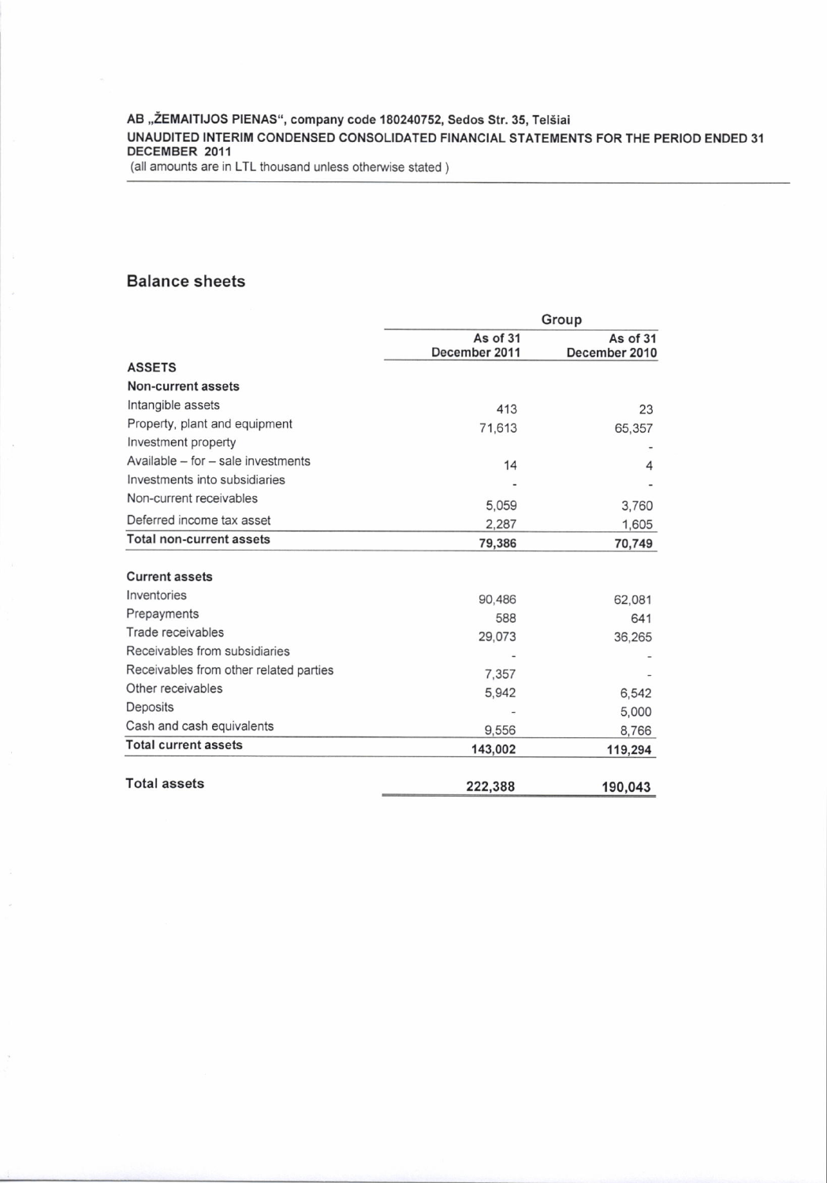AB „ŽEMAITIJOS PIENAS", company code 180240752, Sedos Str. 35, Telšiai

UNAUDITED INTERIM CONDENSED CONSOLIDATED FINANCIAL STATEMENTS FOR THE PERIOD ENDED 31 DECEMBER 2011

(all amounts are in LTL thousand unless otherwise stated )

## Balance sheets

| | Group | |
|---|---|---|
| | As of 31 December 2011 | As of 31 December 2010 |
| **ASSETS** | | |
| **Non-current assets** | | |
| Intangible assets | 413 | 23 |
| Property, plant and equipment | 71,613 | 65,357 |
| Investment property | | - |
| Available – for – sale investments | 14 | 4 |
| Investments into subsidiaries | - | - |
| Non-current receivables | 5,059 | 3,760 |
| Deferred income tax asset | 2,287 | 1,605 |
| **Total non-current assets** | **79,386** | **70,749** |
| | | |
| **Current assets** | | |
| Inventories | 90,486 | 62,081 |
| Prepayments | 588 | 641 |
| Trade receivables | 29,073 | 36,265 |
| Receivables from subsidiaries | - | - |
| Receivables from other related parties | 7,357 | - |
| Other receivables | 5,942 | 6,542 |
| Deposits | - | 5,000 |
| Cash and cash equivalents | 9,556 | 8,766 |
| **Total current assets** | **143,002** | **119,294** |
| | | |
| **Total assets** | **222,388** | **190,043** |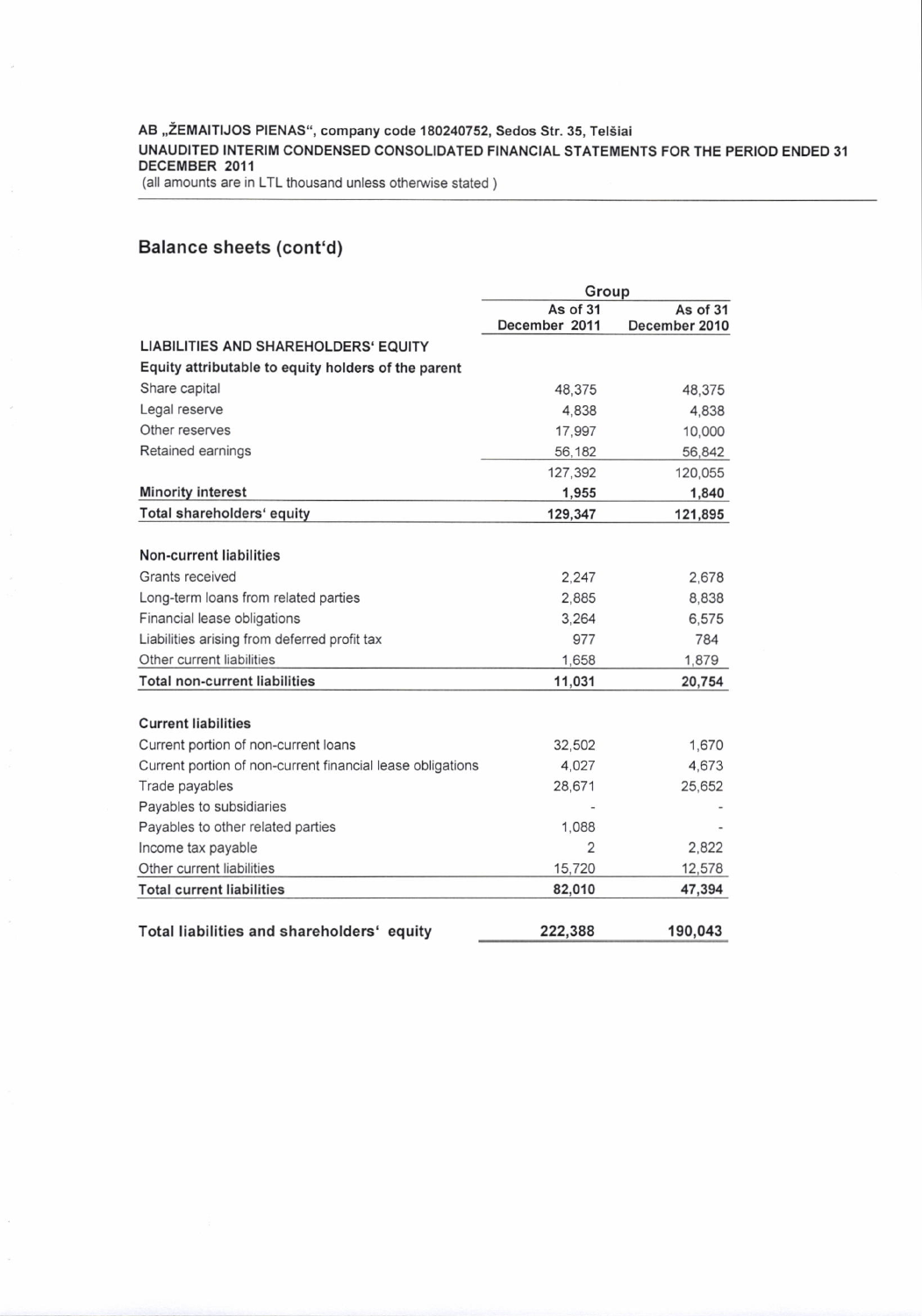AB „ŽEMAITIJOS PIENAS", company code 180240752, Sedos Str. 35, Telšiai

UNAUDITED INTERIM CONDENSED CONSOLIDATED FINANCIAL STATEMENTS FOR THE PERIOD ENDED 31 DECEMBER 2011

(all amounts are in LTL thousand unless otherwise stated )

## Balance sheets (cont'd)

| | Group | |
|---|---|---|
| | As of 31 December 2011 | As of 31 December 2010 |
| **LIABILITIES AND SHAREHOLDERS' EQUITY** | | |
| **Equity attributable to equity holders of the parent** | | |
| Share capital | 48,375 | 48,375 |
| Legal reserve | 4,838 | 4,838 |
| Other reserves | 17,997 | 10,000 |
| Retained earnings | 56,182 | 56,842 |
| | 127,392 | 120,055 |
| **Minority interest** | **1,955** | **1,840** |
| **Total shareholders' equity** | **129,347** | **121,895** |
| | | |
| **Non-current liabilities** | | |
| Grants received | 2,247 | 2,678 |
| Long-term loans from related parties | 2,885 | 8,838 |
| Financial lease obligations | 3,264 | 6,575 |
| Liabilities arising from deferred profit tax | 977 | 784 |
| Other current liabilities | 1,658 | 1,879 |
| **Total non-current liabilities** | **11,031** | **20,754** |
| | | |
| **Current liabilities** | | |
| Current portion of non-current loans | 32,502 | 1,670 |
| Current portion of non-current financial lease obligations | 4,027 | 4,673 |
| Trade payables | 28,671 | 25,652 |
| Payables to subsidiaries | - | - |
| Payables to other related parties | 1,088 | - |
| Income tax payable | 2 | 2,822 |
| Other current liabilities | 15,720 | 12,578 |
| **Total current liabilities** | **82,010** | **47,394** |
| | | |
| **Total liabilities and shareholders' equity** | **222,388** | **190,043** |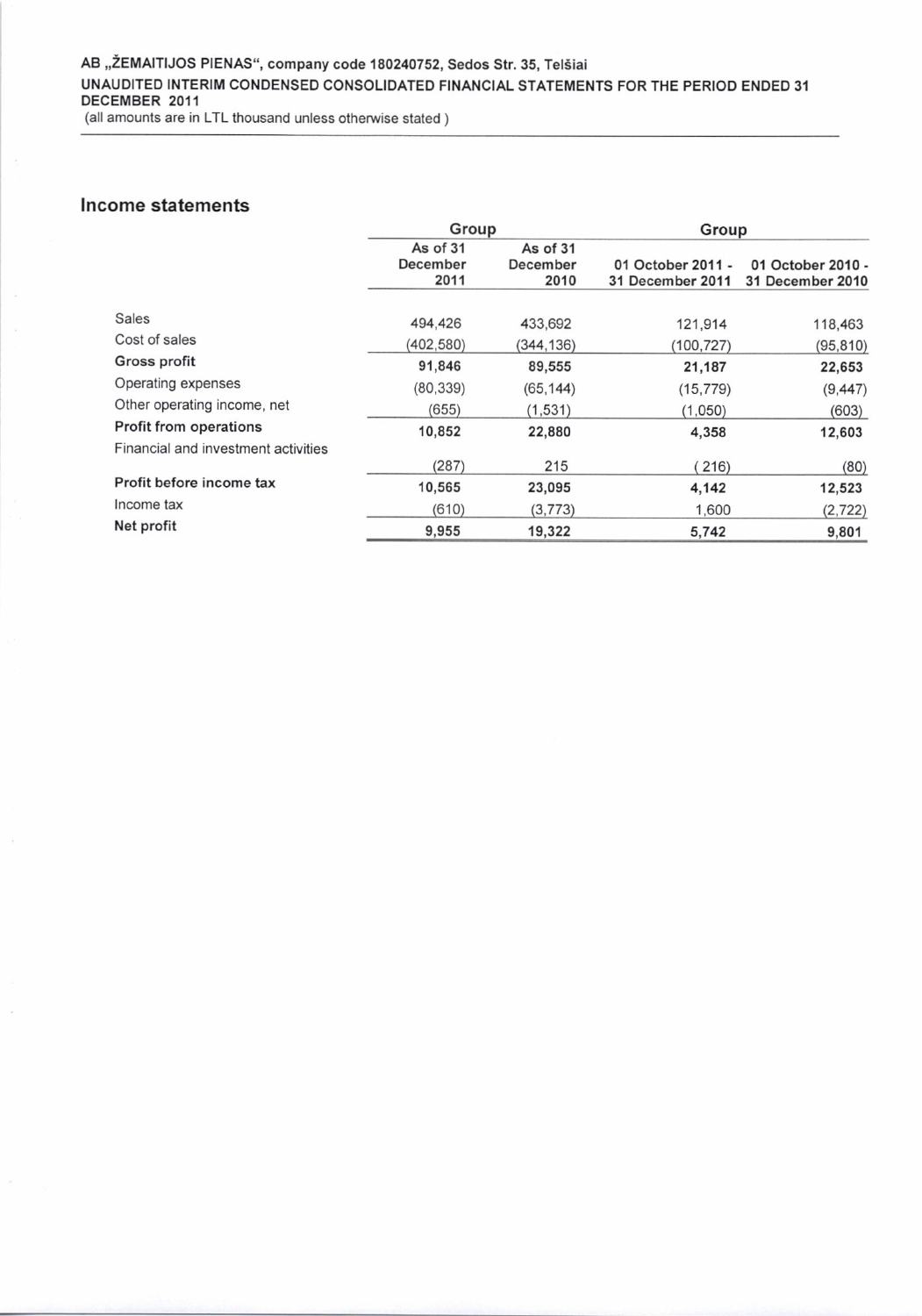AB „ŽEMAITIJOS PIENAS“, company code 180240752, Sedos Str. 35, Telšiai

UNAUDITED INTERIM CONDENSED CONSOLIDATED FINANCIAL STATEMENTS FOR THE PERIOD ENDED 31 DECEMBER 2011

(all amounts are in LTL thousand unless otherwise stated )

## Income statements

| | Group | | Group | |
|---|---|---|---|---|
| | As of 31 December 2011 | As of 31 December 2010 | 01 October 2011 - 31 December 2011 | 01 October 2010 - 31 December 2010 |
| Sales | 494,426 | 433,692 | 121,914 | 118,463 |
| Cost of sales | (402,580) | (344,136) | (100,727) | (95,810) |
| **Gross profit** | **91,846** | **89,555** | **21,187** | **22,653** |
| Operating expenses | (80,339) | (65,144) | (15,779) | (9,447) |
| Other operating income, net | (655) | (1,531) | (1,050) | (603) |
| **Profit from operations** | **10,852** | **22,880** | **4,358** | **12,603** |
| Financial and investment activities | (287) | 215 | ( 216) | (80) |
| **Profit before income tax** | **10,565** | **23,095** | **4,142** | **12,523** |
| Income tax | (610) | (3,773) | 1,600 | (2,722) |
| **Net profit** | **9,955** | **19,322** | **5,742** | **9,801** |